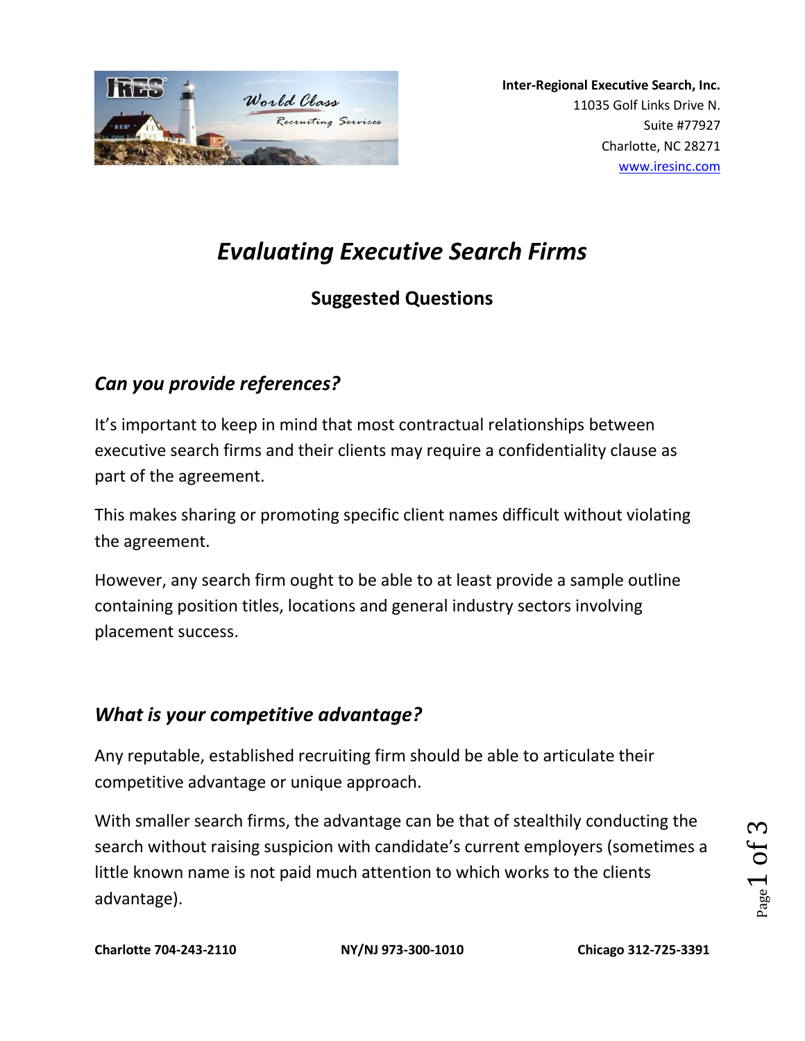**Inter-Regional Executive Search, Inc.**
11035 Golf Links Drive N.
Suite #77927
Charlotte, NC 28271
www.iresinc.com

# *Evaluating Executive Search Firms*

## Suggested Questions

### *Can you provide references?*

It's important to keep in mind that most contractual relationships between executive search firms and their clients may require a confidentiality clause as part of the agreement.

This makes sharing or promoting specific client names difficult without violating the agreement.

However, any search firm ought to be able to at least provide a sample outline containing position titles, locations and general industry sectors involving placement success.

### *What is your competitive advantage?*

Any reputable, established recruiting firm should be able to articulate their competitive advantage or unique approach.

With smaller search firms, the advantage can be that of stealthily conducting the search without raising suspicion with candidate's current employers (sometimes a little known name is not paid much attention to which works to the clients advantage).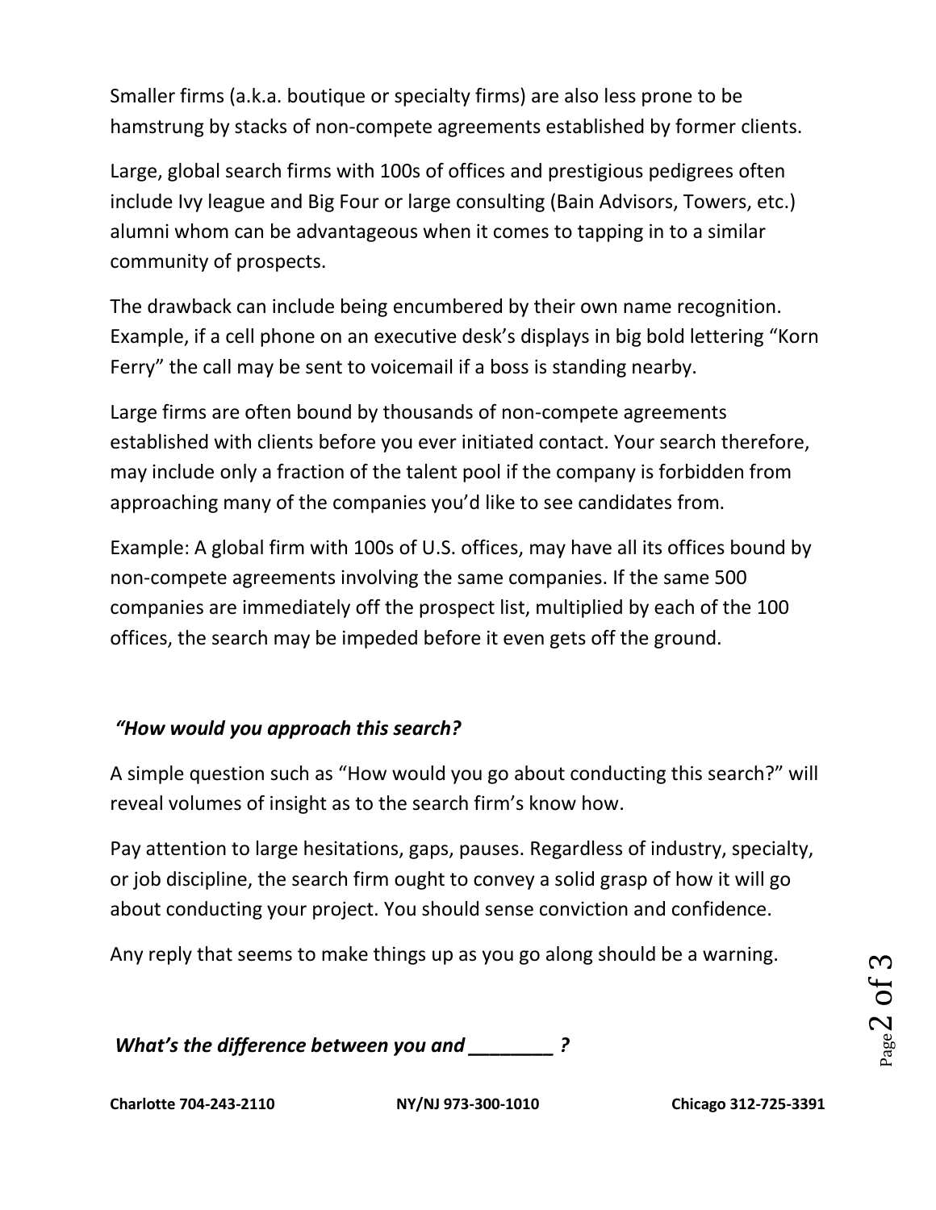Smaller firms (a.k.a. boutique or specialty firms) are also less prone to be hamstrung by stacks of non-compete agreements established by former clients.

Large, global search firms with 100s of offices and prestigious pedigrees often include Ivy league and Big Four or large consulting (Bain Advisors, Towers, etc.) alumni whom can be advantageous when it comes to tapping in to a similar community of prospects.

The drawback can include being encumbered by their own name recognition. Example, if a cell phone on an executive desk's displays in big bold lettering "Korn Ferry" the call may be sent to voicemail if a boss is standing nearby.

Large firms are often bound by thousands of non-compete agreements established with clients before you ever initiated contact. Your search therefore, may include only a fraction of the talent pool if the company is forbidden from approaching many of the companies you'd like to see candidates from.

Example: A global firm with 100s of U.S. offices, may have all its offices bound by non-compete agreements involving the same companies. If the same 500 companies are immediately off the prospect list, multiplied by each of the 100 offices, the search may be impeded before it even gets off the ground.

### *"How would you approach this search?*

A simple question such as "How would you go about conducting this search?" will reveal volumes of insight as to the search firm's know how.

Pay attention to large hesitations, gaps, pauses. Regardless of industry, specialty, or job discipline, the search firm ought to convey a solid grasp of how it will go about conducting your project. You should sense conviction and confidence.

Any reply that seems to make things up as you go along should be a warning.

### *What's the difference between you and ________ ?*

**Charlotte 704-243-2110** **NY/NJ 973-300-1010** **Chicago 312-725-3391**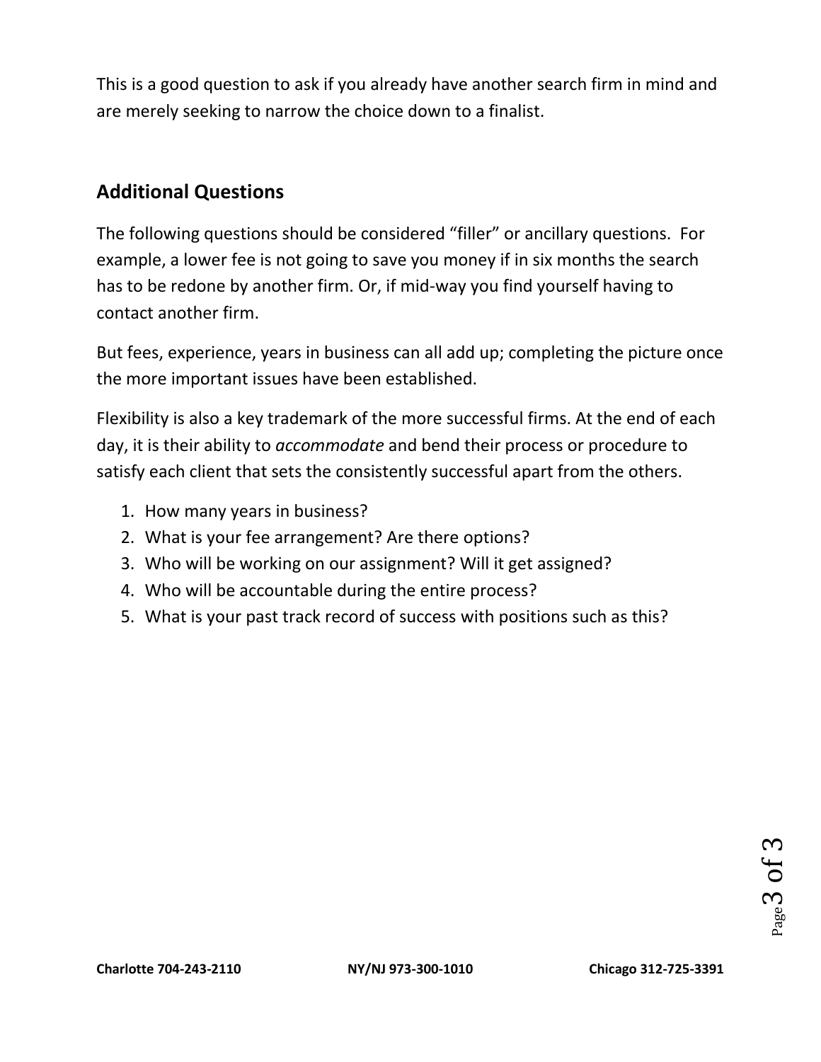This is a good question to ask if you already have another search firm in mind and are merely seeking to narrow the choice down to a finalist.

## Additional Questions

The following questions should be considered “filler” or ancillary questions.  For example, a lower fee is not going to save you money if in six months the search has to be redone by another firm. Or, if mid-way you find yourself having to contact another firm.

But fees, experience, years in business can all add up; completing the picture once the more important issues have been established.

Flexibility is also a key trademark of the more successful firms. At the end of each day, it is their ability to *accommodate* and bend their process or procedure to satisfy each client that sets the consistently successful apart from the others.

1. How many years in business?
2. What is your fee arrangement? Are there options?
3. Who will be working on our assignment? Will it get assigned?
4. Who will be accountable during the entire process?
5. What is your past track record of success with positions such as this?